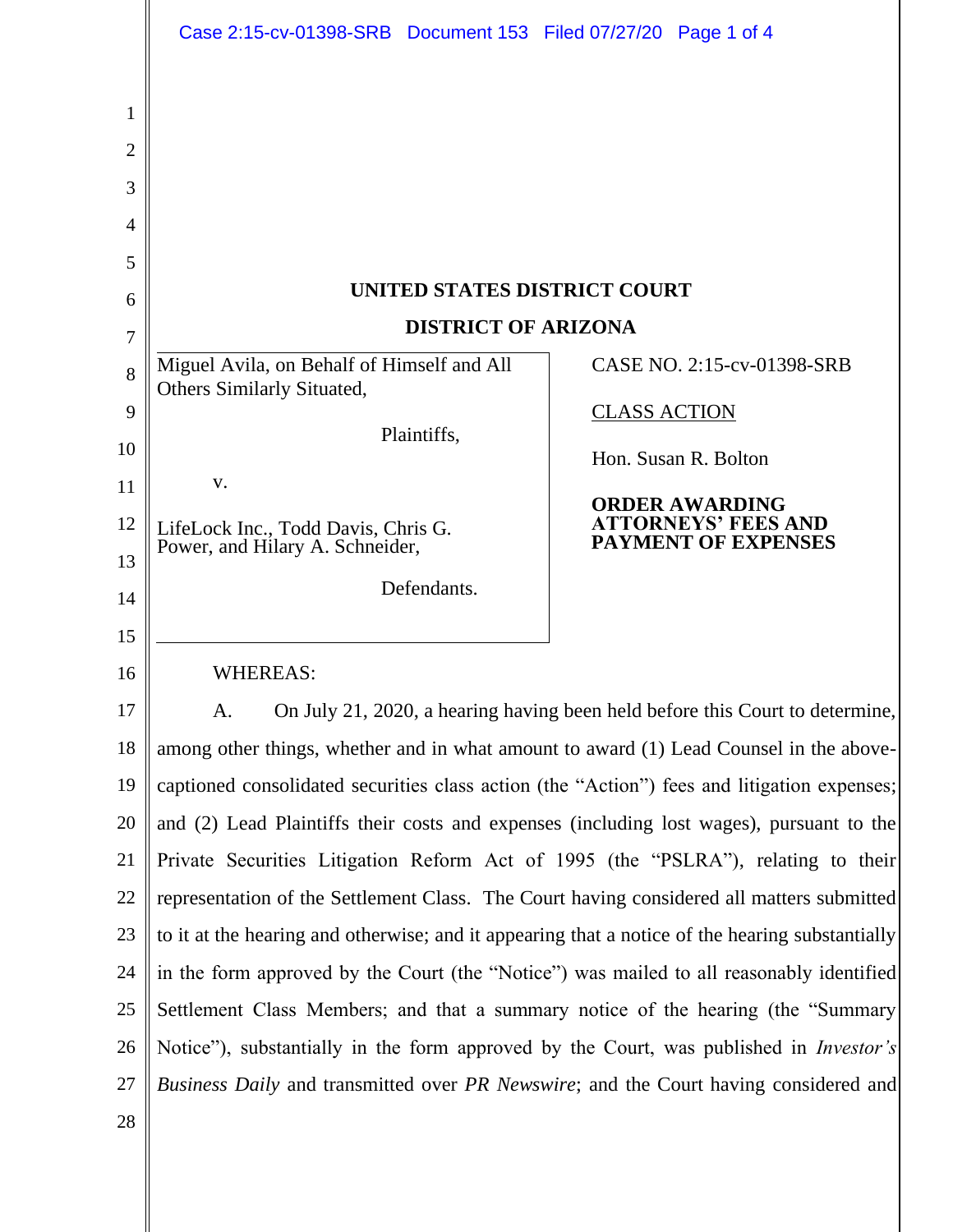**UNITED STATES DISTRICT COURT**

**DISTRICT OF ARIZONA**

| | |
|---|---|
| Miguel Avila, on Behalf of Himself and All Others Similarly Situated,<br><br>Plaintiffs,<br><br>v.<br><br>LifeLock Inc., Todd Davis, Chris G. Power, and Hilary A. Schneider,<br><br>Defendants. | CASE NO. 2:15-cv-01398-SRB<br><br><u>CLASS ACTION</u><br><br>Hon. Susan R. Bolton<br><br>**ORDER AWARDING ATTORNEYS' FEES AND PAYMENT OF EXPENSES** |

WHEREAS:

A. On July 21, 2020, a hearing having been held before this Court to determine, among other things, whether and in what amount to award (1) Lead Counsel in the above-captioned consolidated securities class action (the "Action") fees and litigation expenses; and (2) Lead Plaintiffs their costs and expenses (including lost wages), pursuant to the Private Securities Litigation Reform Act of 1995 (the "PSLRA"), relating to their representation of the Settlement Class. The Court having considered all matters submitted to it at the hearing and otherwise; and it appearing that a notice of the hearing substantially in the form approved by the Court (the "Notice") was mailed to all reasonably identified Settlement Class Members; and that a summary notice of the hearing (the "Summary Notice"), substantially in the form approved by the Court, was published in *Investor's Business Daily* and transmitted over *PR Newswire*; and the Court having considered and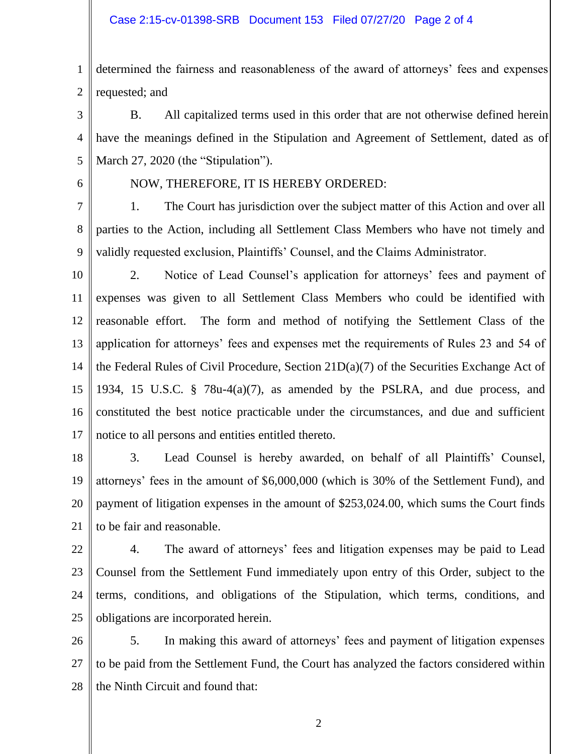determined the fairness and reasonableness of the award of attorneys' fees and expenses requested; and

B. All capitalized terms used in this order that are not otherwise defined herein have the meanings defined in the Stipulation and Agreement of Settlement, dated as of March 27, 2020 (the "Stipulation").

NOW, THEREFORE, IT IS HEREBY ORDERED:

1. The Court has jurisdiction over the subject matter of this Action and over all parties to the Action, including all Settlement Class Members who have not timely and validly requested exclusion, Plaintiffs' Counsel, and the Claims Administrator.

2. Notice of Lead Counsel's application for attorneys' fees and payment of expenses was given to all Settlement Class Members who could be identified with reasonable effort. The form and method of notifying the Settlement Class of the application for attorneys' fees and expenses met the requirements of Rules 23 and 54 of the Federal Rules of Civil Procedure, Section 21D(a)(7) of the Securities Exchange Act of 1934, 15 U.S.C. § 78u-4(a)(7), as amended by the PSLRA, and due process, and constituted the best notice practicable under the circumstances, and due and sufficient notice to all persons and entities entitled thereto.

3. Lead Counsel is hereby awarded, on behalf of all Plaintiffs' Counsel, attorneys' fees in the amount of $6,000,000 (which is 30% of the Settlement Fund), and payment of litigation expenses in the amount of $253,024.00, which sums the Court finds to be fair and reasonable.

4. The award of attorneys' fees and litigation expenses may be paid to Lead Counsel from the Settlement Fund immediately upon entry of this Order, subject to the terms, conditions, and obligations of the Stipulation, which terms, conditions, and obligations are incorporated herein.

5. In making this award of attorneys' fees and payment of litigation expenses to be paid from the Settlement Fund, the Court has analyzed the factors considered within the Ninth Circuit and found that: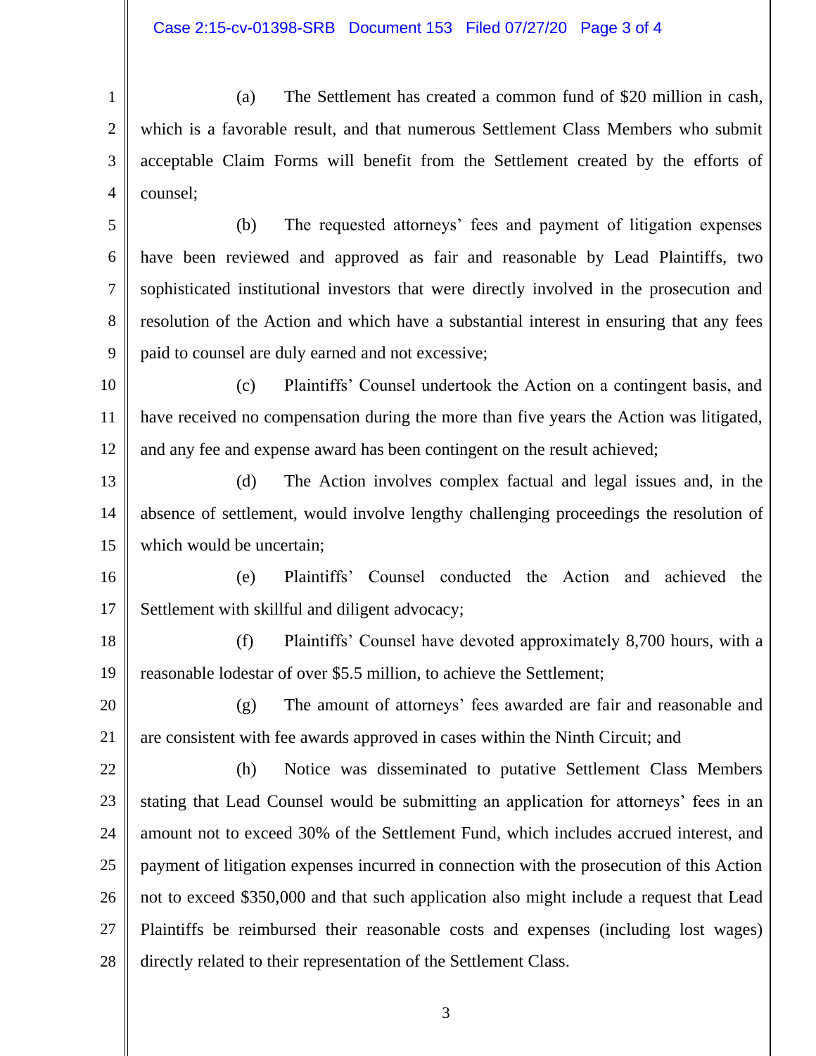(a) The Settlement has created a common fund of $20 million in cash, which is a favorable result, and that numerous Settlement Class Members who submit acceptable Claim Forms will benefit from the Settlement created by the efforts of counsel;

(b) The requested attorneys' fees and payment of litigation expenses have been reviewed and approved as fair and reasonable by Lead Plaintiffs, two sophisticated institutional investors that were directly involved in the prosecution and resolution of the Action and which have a substantial interest in ensuring that any fees paid to counsel are duly earned and not excessive;

(c) Plaintiffs' Counsel undertook the Action on a contingent basis, and have received no compensation during the more than five years the Action was litigated, and any fee and expense award has been contingent on the result achieved;

(d) The Action involves complex factual and legal issues and, in the absence of settlement, would involve lengthy challenging proceedings the resolution of which would be uncertain;

(e) Plaintiffs' Counsel conducted the Action and achieved the Settlement with skillful and diligent advocacy;

(f) Plaintiffs' Counsel have devoted approximately 8,700 hours, with a reasonable lodestar of over $5.5 million, to achieve the Settlement;

(g) The amount of attorneys' fees awarded are fair and reasonable and are consistent with fee awards approved in cases within the Ninth Circuit; and

(h) Notice was disseminated to putative Settlement Class Members stating that Lead Counsel would be submitting an application for attorneys' fees in an amount not to exceed 30% of the Settlement Fund, which includes accrued interest, and payment of litigation expenses incurred in connection with the prosecution of this Action not to exceed $350,000 and that such application also might include a request that Lead Plaintiffs be reimbursed their reasonable costs and expenses (including lost wages) directly related to their representation of the Settlement Class.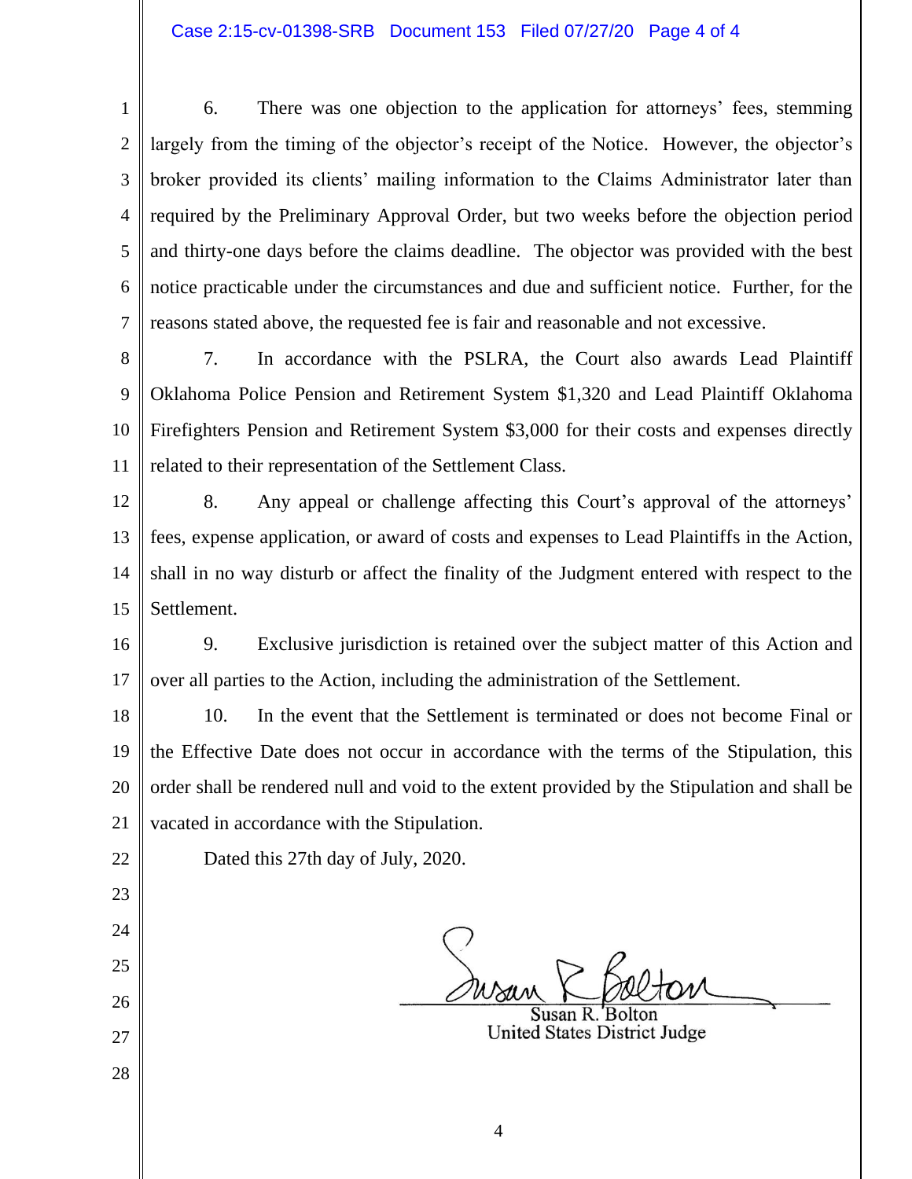6. There was one objection to the application for attorneys' fees, stemming largely from the timing of the objector's receipt of the Notice. However, the objector's broker provided its clients' mailing information to the Claims Administrator later than required by the Preliminary Approval Order, but two weeks before the objection period and thirty-one days before the claims deadline. The objector was provided with the best notice practicable under the circumstances and due and sufficient notice. Further, for the reasons stated above, the requested fee is fair and reasonable and not excessive.

7. In accordance with the PSLRA, the Court also awards Lead Plaintiff Oklahoma Police Pension and Retirement System $1,320 and Lead Plaintiff Oklahoma Firefighters Pension and Retirement System $3,000 for their costs and expenses directly related to their representation of the Settlement Class.

8. Any appeal or challenge affecting this Court's approval of the attorneys' fees, expense application, or award of costs and expenses to Lead Plaintiffs in the Action, shall in no way disturb or affect the finality of the Judgment entered with respect to the Settlement.

9. Exclusive jurisdiction is retained over the subject matter of this Action and over all parties to the Action, including the administration of the Settlement.

10. In the event that the Settlement is terminated or does not become Final or the Effective Date does not occur in accordance with the terms of the Stipulation, this order shall be rendered null and void to the extent provided by the Stipulation and shall be vacated in accordance with the Stipulation.

Dated this 27th day of July, 2020.

Susan R. Bolton
United States District Judge